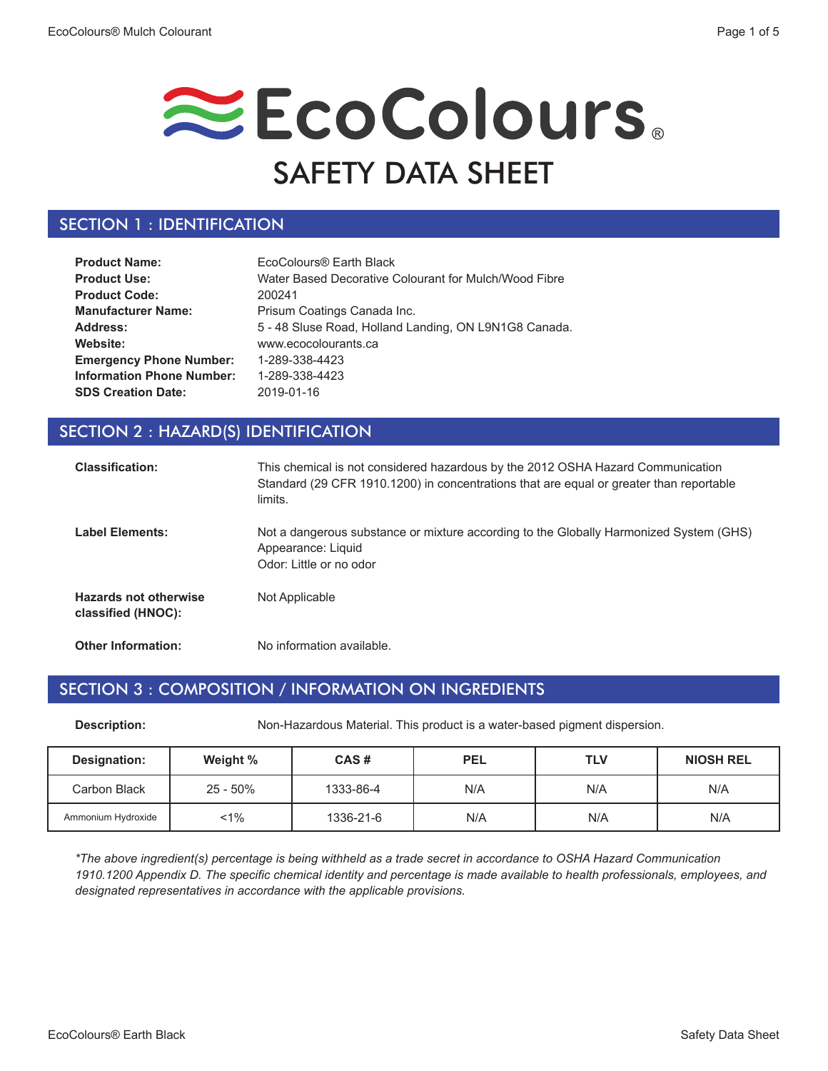# EcoColours®

# SAFETY DATA SHEET

## SECTION 1 : IDENTIFICATION

**Product Name:** EcoColours® Earth Black
**Product Use:** Water Based Decorative Colourant for Mulch/Wood Fibre
**Product Code:** 200241
**Manufacturer Name:** Prisum Coatings Canada Inc.
**Address:** 5 - 48 Sluse Road, Holland Landing, ON L9N1G8 Canada.
**Website:** www.ecocolourants.ca
**Emergency Phone Number:** 1-289-338-4423
**Information Phone Number:** 1-289-338-4423
**SDS Creation Date:** 2019-01-16

## SECTION 2 : HAZARD(S) IDENTIFICATION

**Classification:** This chemical is not considered hazardous by the 2012 OSHA Hazard Communication Standard (29 CFR 1910.1200) in concentrations that are equal or greater than reportable limits.

**Label Elements:** Not a dangerous substance or mixture according to the Globally Harmonized System (GHS)
Appearance: Liquid
Odor: Little or no odor

**Hazards not otherwise classified (HNOC):** Not Applicable

**Other Information:** No information available.

## SECTION 3 : COMPOSITION / INFORMATION ON INGREDIENTS

**Description:** Non-Hazardous Material. This product is a water-based pigment dispersion.

| Designation: | Weight % | CAS # | PEL | TLV | NIOSH REL |
|---|---|---|---|---|---|
| Carbon Black | 25 - 50% | 1333-86-4 | N/A | N/A | N/A |
| Ammonium Hydroxide | <1% | 1336-21-6 | N/A | N/A | N/A |

*\*The above ingredient(s) percentage is being withheld as a trade secret in accordance to OSHA Hazard Communication 1910.1200 Appendix D. The specific chemical identity and percentage is made available to health professionals, employees, and designated representatives in accordance with the applicable provisions.*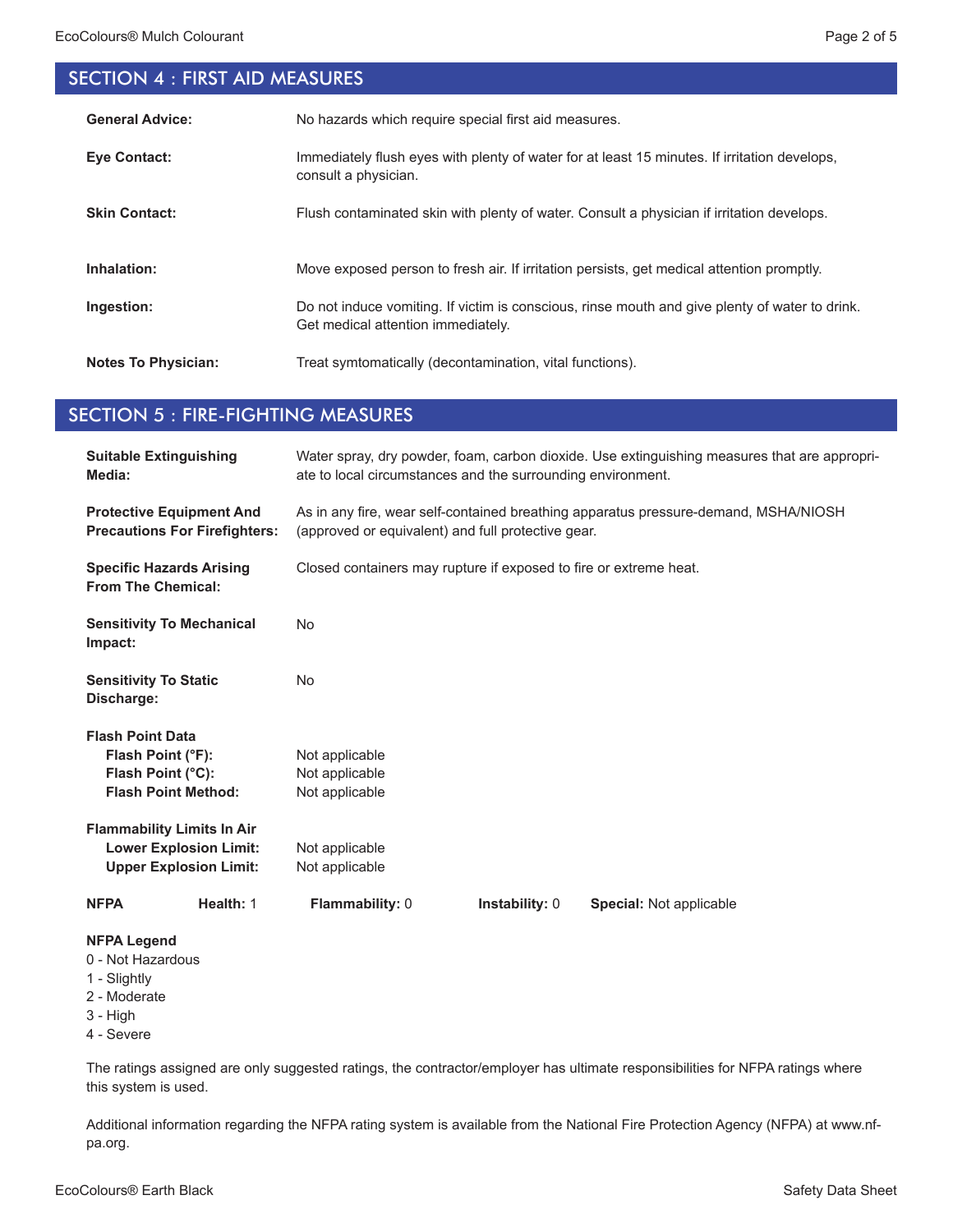## SECTION 4 : FIRST AID MEASURES

**General Advice:** No hazards which require special first aid measures.

**Eye Contact:** Immediately flush eyes with plenty of water for at least 15 minutes. If irritation develops, consult a physician.

**Skin Contact:** Flush contaminated skin with plenty of water. Consult a physician if irritation develops.

**Inhalation:** Move exposed person to fresh air. If irritation persists, get medical attention promptly.

**Ingestion:** Do not induce vomiting. If victim is conscious, rinse mouth and give plenty of water to drink. Get medical attention immediately.

**Notes To Physician:** Treat symtomatically (decontamination, vital functions).

## SECTION 5 : FIRE-FIGHTING MEASURES

**Suitable Extinguishing Media:** Water spray, dry powder, foam, carbon dioxide. Use extinguishing measures that are appropriate to local circumstances and the surrounding environment.

**Protective Equipment And Precautions For Firefighters:** As in any fire, wear self-contained breathing apparatus pressure-demand, MSHA/NIOSH (approved or equivalent) and full protective gear.

**Specific Hazards Arising From The Chemical:** Closed containers may rupture if exposed to fire or extreme heat.

**Sensitivity To Mechanical Impact:** No

**Sensitivity To Static Discharge:** No

**Flash Point Data**
- **Flash Point (°F):** Not applicable
- **Flash Point (°C):** Not applicable
- **Flash Point Method:** Not applicable

**Flammability Limits In Air**
- **Lower Explosion Limit:** Not applicable
- **Upper Explosion Limit:** Not applicable

**NFPA** **Health:** 1 **Flammability:** 0 **Instability:** 0 **Special:** Not applicable

**NFPA Legend**
0 - Not Hazardous
1 - Slightly
2 - Moderate
3 - High
4 - Severe

The ratings assigned are only suggested ratings, the contractor/employer has ultimate responsibilities for NFPA ratings where this system is used.

Additional information regarding the NFPA rating system is available from the National Fire Protection Agency (NFPA) at www.nfpa.org.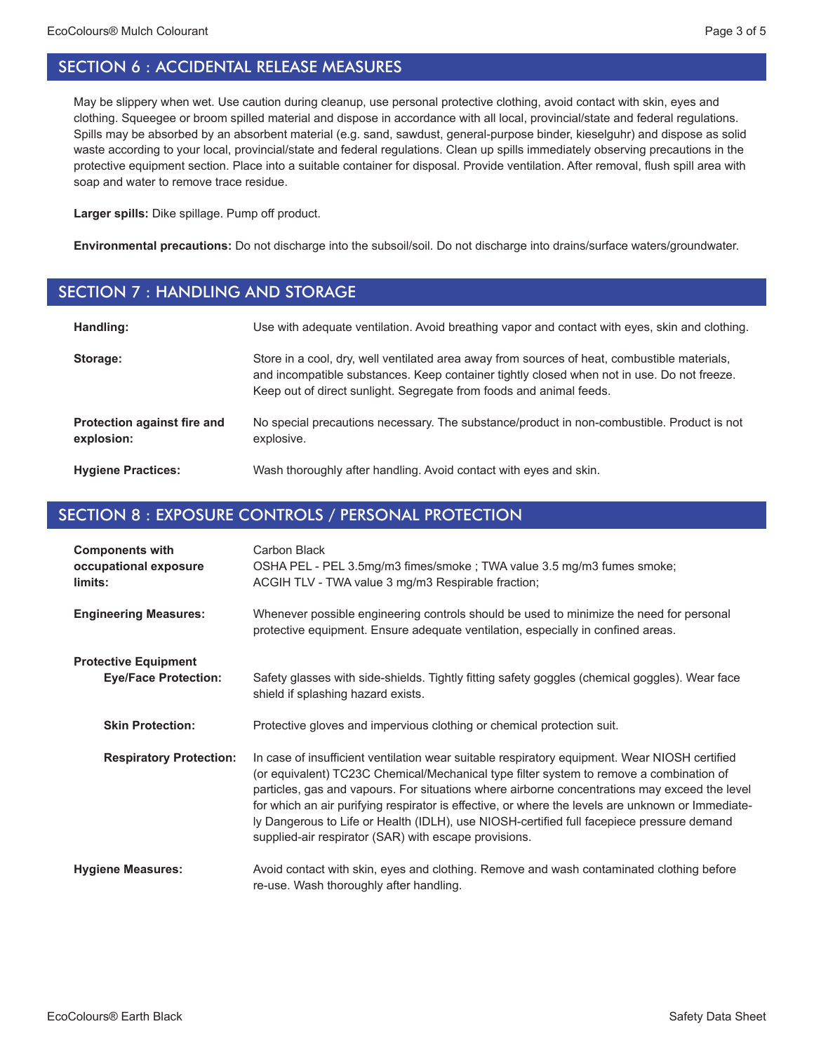## SECTION 6 : ACCIDENTAL RELEASE MEASURES

May be slippery when wet. Use caution during cleanup, use personal protective clothing, avoid contact with skin, eyes and clothing. Squeegee or broom spilled material and dispose in accordance with all local, provincial/state and federal regulations. Spills may be absorbed by an absorbent material (e.g. sand, sawdust, general-purpose binder, kieselguhr) and dispose as solid waste according to your local, provincial/state and federal regulations. Clean up spills immediately observing precautions in the protective equipment section. Place into a suitable container for disposal. Provide ventilation. After removal, flush spill area with soap and water to remove trace residue.

**Larger spills:** Dike spillage. Pump off product.

**Environmental precautions:** Do not discharge into the subsoil/soil. Do not discharge into drains/surface waters/groundwater.

## SECTION 7 : HANDLING AND STORAGE

**Handling:** Use with adequate ventilation. Avoid breathing vapor and contact with eyes, skin and clothing.

**Storage:** Store in a cool, dry, well ventilated area away from sources of heat, combustible materials, and incompatible substances. Keep container tightly closed when not in use. Do not freeze. Keep out of direct sunlight. Segregate from foods and animal feeds.

**Protection against fire and explosion:** No special precautions necessary. The substance/product in non-combustible. Product is not explosive.

**Hygiene Practices:** Wash thoroughly after handling. Avoid contact with eyes and skin.

## SECTION 8 : EXPOSURE CONTROLS / PERSONAL PROTECTION

**Components with occupational exposure limits:** Carbon Black
OSHA PEL - PEL 3.5mg/m3 fimes/smoke ; TWA value 3.5 mg/m3 fumes smoke;
ACGIH TLV - TWA value 3 mg/m3 Respirable fraction;

**Engineering Measures:** Whenever possible engineering controls should be used to minimize the need for personal protective equipment. Ensure adequate ventilation, especially in confined areas.

**Protective Equipment**

**Eye/Face Protection:** Safety glasses with side-shields. Tightly fitting safety goggles (chemical goggles). Wear face shield if splashing hazard exists.

**Skin Protection:** Protective gloves and impervious clothing or chemical protection suit.

**Respiratory Protection:** In case of insufficient ventilation wear suitable respiratory equipment. Wear NIOSH certified (or equivalent) TC23C Chemical/Mechanical type filter system to remove a combination of particles, gas and vapours. For situations where airborne concentrations may exceed the level for which an air purifying respirator is effective, or where the levels are unknown or Immediately Dangerous to Life or Health (IDLH), use NIOSH-certified full facepiece pressure demand supplied-air respirator (SAR) with escape provisions.

**Hygiene Measures:** Avoid contact with skin, eyes and clothing. Remove and wash contaminated clothing before re-use. Wash thoroughly after handling.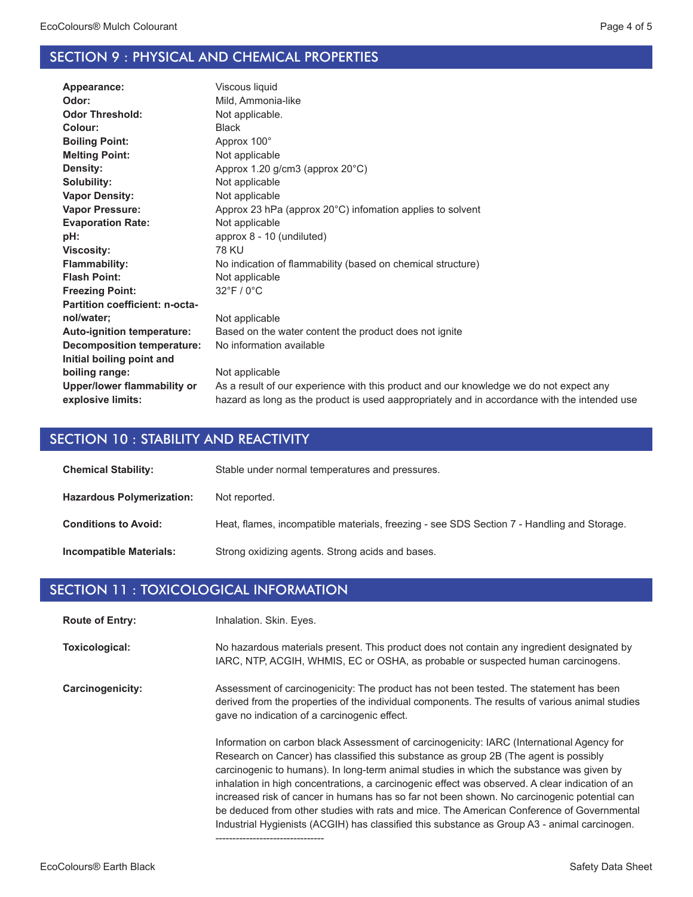## SECTION 9 : PHYSICAL AND CHEMICAL PROPERTIES

| | |
|---|---|
| **Appearance:** | Viscous liquid |
| **Odor:** | Mild, Ammonia-like |
| **Odor Threshold:** | Not applicable. |
| **Colour:** | Black |
| **Boiling Point:** | Approx 100° |
| **Melting Point:** | Not applicable |
| **Density:** | Approx 1.20 g/cm3 (approx 20°C) |
| **Solubility:** | Not applicable |
| **Vapor Density:** | Not applicable |
| **Vapor Pressure:** | Approx 23 hPa (approx 20°C) infomation applies to solvent |
| **Evaporation Rate:** | Not applicable |
| **pH:** | approx 8 - 10 (undiluted) |
| **Viscosity:** | 78 KU |
| **Flammability:** | No indication of flammability (based on chemical structure) |
| **Flash Point:** | Not applicable |
| **Freezing Point:** | 32°F / 0°C |
| **Partition coefficient: n-octanol/water;** | Not applicable |
| **Auto-ignition temperature:** | Based on the water content the product does not ignite |
| **Decomposition temperature:** | No information available |
| **Initial boiling point and boiling range:** | Not applicable |
| **Upper/lower flammability or explosive limits:** | As a result of our experience with this product and our knowledge we do not expect any hazard as long as the product is used aappropriately and in accordance with the intended use |

## SECTION 10 : STABILITY AND REACTIVITY

| | |
|---|---|
| **Chemical Stability:** | Stable under normal temperatures and pressures. |
| **Hazardous Polymerization:** | Not reported. |
| **Conditions to Avoid:** | Heat, flames, incompatible materials, freezing - see SDS Section 7 - Handling and Storage. |
| **Incompatible Materials:** | Strong oxidizing agents. Strong acids and bases. |

## SECTION 11 : TOXICOLOGICAL INFORMATION

**Route of Entry:** Inhalation. Skin. Eyes.

**Toxicological:** No hazardous materials present. This product does not contain any ingredient designated by IARC, NTP, ACGIH, WHMIS, EC or OSHA, as probable or suspected human carcinogens.

**Carcinogenicity:** Assessment of carcinogenicity: The product has not been tested. The statement has been derived from the properties of the individual components. The results of various animal studies gave no indication of a carcinogenic effect.

Information on carbon black Assessment of carcinogenicity: IARC (International Agency for Research on Cancer) has classified this substance as group 2B (The agent is possibly carcinogenic to humans). In long-term animal studies in which the substance was given by inhalation in high concentrations, a carcinogenic effect was observed. A clear indication of an increased risk of cancer in humans has so far not been shown. No carcinogenic potential can be deduced from other studies with rats and mice. The American Conference of Governmental Industrial Hygienists (ACGIH) has classified this substance as Group A3 - animal carcinogen.

--------------------------------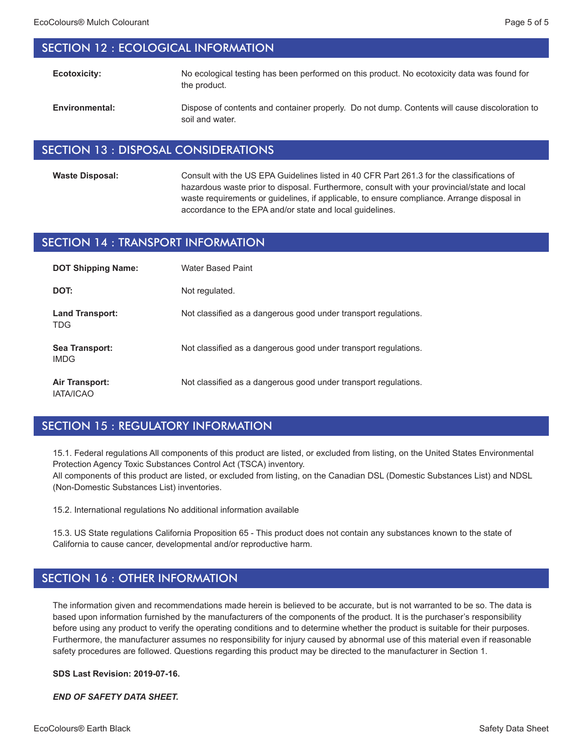## SECTION 12 : ECOLOGICAL INFORMATION

**Ecotoxicity:** No ecological testing has been performed on this product. No ecotoxicity data was found for the product.

**Environmental:** Dispose of contents and container properly. Do not dump. Contents will cause discoloration to soil and water.

## SECTION 13 : DISPOSAL CONSIDERATIONS

**Waste Disposal:** Consult with the US EPA Guidelines listed in 40 CFR Part 261.3 for the classifications of hazardous waste prior to disposal. Furthermore, consult with your provincial/state and local waste requirements or guidelines, if applicable, to ensure compliance. Arrange disposal in accordance to the EPA and/or state and local guidelines.

## SECTION 14 : TRANSPORT INFORMATION

| | |
|---|---|
| **DOT Shipping Name:** | Water Based Paint |
| **DOT:** | Not regulated. |
| **Land Transport:** TDG | Not classified as a dangerous good under transport regulations. |
| **Sea Transport:** IMDG | Not classified as a dangerous good under transport regulations. |
| **Air Transport:** IATA/ICAO | Not classified as a dangerous good under transport regulations. |

## SECTION 15 : REGULATORY INFORMATION

15.1. Federal regulations All components of this product are listed, or excluded from listing, on the United States Environmental Protection Agency Toxic Substances Control Act (TSCA) inventory.
All components of this product are listed, or excluded from listing, on the Canadian DSL (Domestic Substances List) and NDSL (Non-Domestic Substances List) inventories.

15.2. International regulations No additional information available

15.3. US State regulations California Proposition 65 - This product does not contain any substances known to the state of California to cause cancer, developmental and/or reproductive harm.

## SECTION 16 : OTHER INFORMATION

The information given and recommendations made herein is believed to be accurate, but is not warranted to be so. The data is based upon information furnished by the manufacturers of the components of the product. It is the purchaser's responsibility before using any product to verify the operating conditions and to determine whether the product is suitable for their purposes. Furthermore, the manufacturer assumes no responsibility for injury caused by abnormal use of this material even if reasonable safety procedures are followed. Questions regarding this product may be directed to the manufacturer in Section 1.

**SDS Last Revision: 2019-07-16.**

***END OF SAFETY DATA SHEET.***